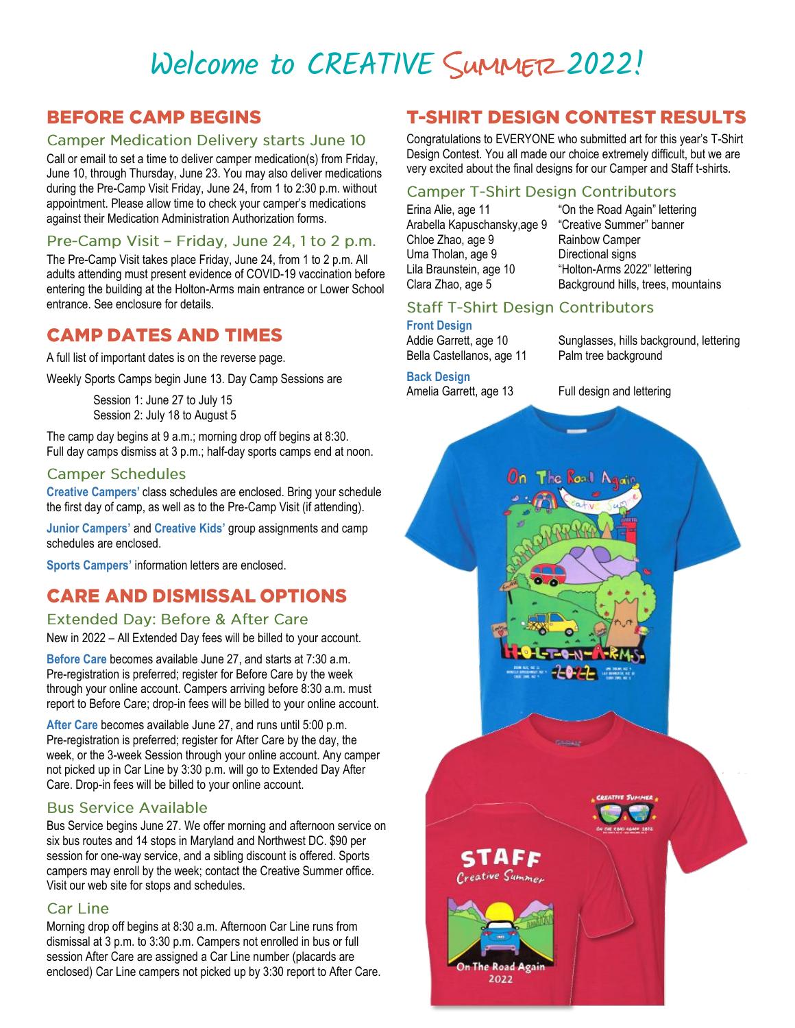# Welcome to CREATIVE SUMMER 2022!

## BEFORE CAMP BEGINS

### Camper Medication Delivery starts June 10

Call or email to set a time to deliver camper medication(s) from Friday, June 10, through Thursday, June 23. You may also deliver medications during the Pre-Camp Visit Friday, June 24, from 1 to 2:30 p.m. without appointment. Please allow time to check your camper's medications against their Medication Administration Authorization forms.

### Pre-Camp Visit – Friday, June 24, 1 to 2 p.m.

The Pre-Camp Visit takes place Friday, June 24, from 1 to 2 p.m. All adults attending must present evidence of COVID-19 vaccination before entering the building at the Holton-Arms main entrance or Lower School entrance. See enclosure for details.

## CAMP DATES AND TIMES

A full list of important dates is on the reverse page.

Weekly Sports Camps begin June 13. Day Camp Sessions are

Session 1: June 27 to July 15
Session 2: July 18 to August 5

The camp day begins at 9 a.m.; morning drop off begins at 8:30.
Full day camps dismiss at 3 p.m.; half-day sports camps end at noon.

### Camper Schedules

**Creative Campers'** class schedules are enclosed. Bring your schedule the first day of camp, as well as to the Pre-Camp Visit (if attending).

**Junior Campers'** and **Creative Kids'** group assignments and camp schedules are enclosed.

**Sports Campers'** information letters are enclosed.

## CARE AND DISMISSAL OPTIONS

### Extended Day: Before & After Care

New in 2022 – All Extended Day fees will be billed to your account.

**Before Care** becomes available June 27, and starts at 7:30 a.m. Pre-registration is preferred; register for Before Care by the week through your online account. Campers arriving before 8:30 a.m. must report to Before Care; drop-in fees will be billed to your online account.

**After Care** becomes available June 27, and runs until 5:00 p.m. Pre-registration is preferred; register for After Care by the day, the week, or the 3-week Session through your online account. Any camper not picked up in Car Line by 3:30 p.m. will go to Extended Day After Care. Drop-in fees will be billed to your online account.

### Bus Service Available

Bus Service begins June 27. We offer morning and afternoon service on six bus routes and 14 stops in Maryland and Northwest DC. $90 per session for one-way service, and a sibling discount is offered. Sports campers may enroll by the week; contact the Creative Summer office. Visit our web site for stops and schedules.

### Car Line

Morning drop off begins at 8:30 a.m. Afternoon Car Line runs from dismissal at 3 p.m. to 3:30 p.m. Campers not enrolled in bus or full session After Care are assigned a Car Line number (placards are enclosed) Car Line campers not picked up by 3:30 report to After Care.

## T-SHIRT DESIGN CONTEST RESULTS

Congratulations to EVERYONE who submitted art for this year's T-Shirt Design Contest. You all made our choice extremely difficult, but we are very excited about the final designs for our Camper and Staff t-shirts.

### Camper T-Shirt Design Contributors

| | |
|---|---|
| Erina Alie, age 11 | "On the Road Again" lettering |
| Arabella Kapuschansky, age 9 | "Creative Summer" banner |
| Chloe Zhao, age 9 | Rainbow Camper |
| Uma Tholan, age 9 | Directional signs |
| Lila Braunstein, age 10 | "Holton-Arms 2022" lettering |
| Clara Zhao, age 5 | Background hills, trees, mountains |

### Staff T-Shirt Design Contributors

**Front Design**

| | |
|---|---|
| Addie Garrett, age 10 | Sunglasses, hills background, lettering |
| Bella Castellanos, age 11 | Palm tree background |

**Back Design**

| | |
|---|---|
| Amelia Garrett, age 13 | Full design and lettering |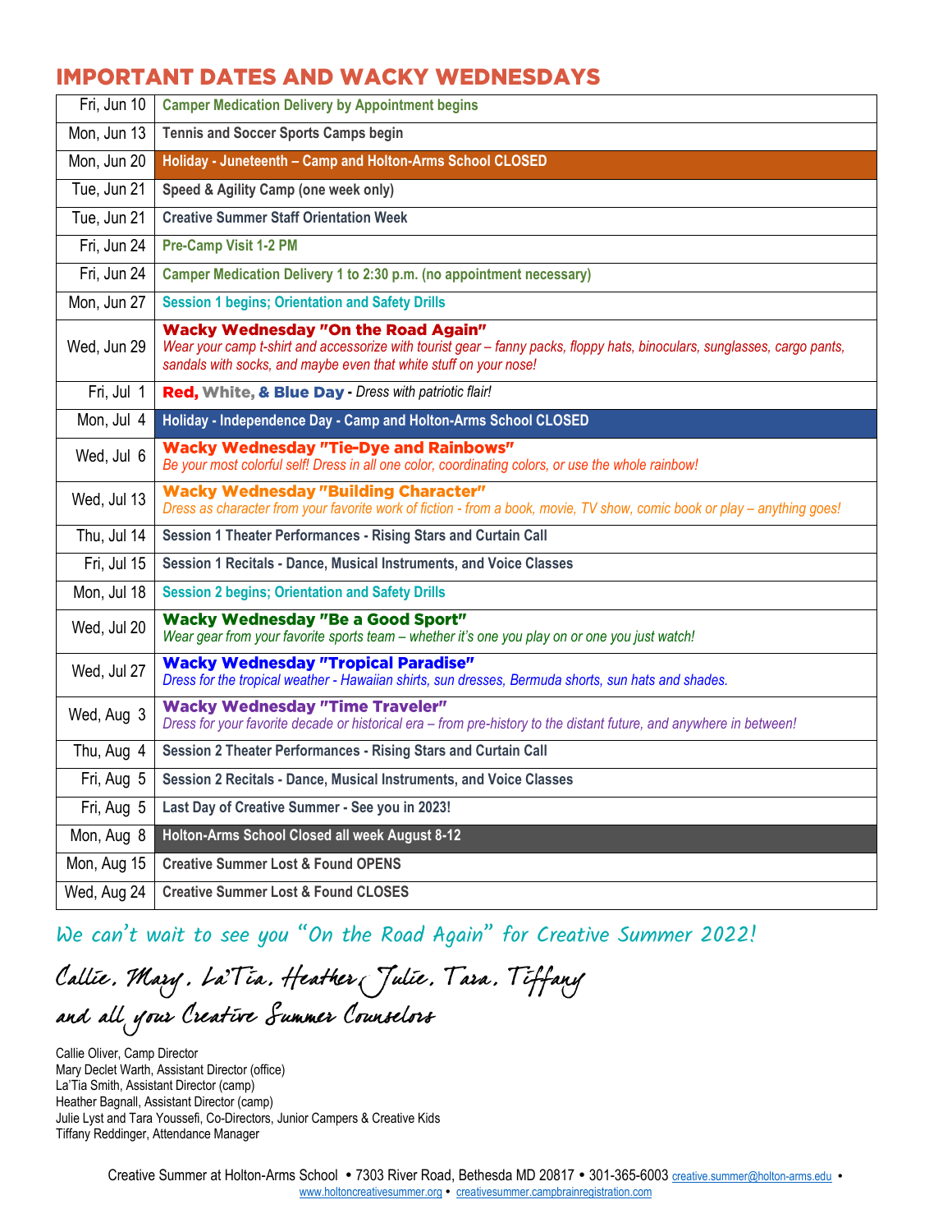## IMPORTANT DATES AND WACKY WEDNESDAYS

| | |
|---|---|
| Fri, Jun 10 | **Camper Medication Delivery by Appointment begins** |
| Mon, Jun 13 | **Tennis and Soccer Sports Camps begin** |
| Mon, Jun 20 | **Holiday - Juneteenth – Camp and Holton-Arms School CLOSED** |
| Tue, Jun 21 | **Speed & Agility Camp (one week only)** |
| Tue, Jun 21 | **Creative Summer Staff Orientation Week** |
| Fri, Jun 24 | **Pre-Camp Visit 1-2 PM** |
| Fri, Jun 24 | **Camper Medication Delivery 1 to 2:30 p.m. (no appointment necessary)** |
| Mon, Jun 27 | **Session 1 begins; Orientation and Safety Drills** |
| Wed, Jun 29 | **Wacky Wednesday "On the Road Again"** *Wear your camp t-shirt and accessorize with tourist gear – fanny packs, floppy hats, binoculars, sunglasses, cargo pants, sandals with socks, and maybe even that white stuff on your nose!* |
| Fri, Jul 1 | **Red, White, & Blue Day** - *Dress with patriotic flair!* |
| Mon, Jul 4 | **Holiday - Independence Day - Camp and Holton-Arms School CLOSED** |
| Wed, Jul 6 | **Wacky Wednesday "Tie-Dye and Rainbows"** *Be your most colorful self! Dress in all one color, coordinating colors, or use the whole rainbow!* |
| Wed, Jul 13 | **Wacky Wednesday "Building Character"** *Dress as character from your favorite work of fiction - from a book, movie, TV show, comic book or play – anything goes!* |
| Thu, Jul 14 | **Session 1 Theater Performances - Rising Stars and Curtain Call** |
| Fri, Jul 15 | **Session 1 Recitals - Dance, Musical Instruments, and Voice Classes** |
| Mon, Jul 18 | **Session 2 begins; Orientation and Safety Drills** |
| Wed, Jul 20 | **Wacky Wednesday "Be a Good Sport"** *Wear gear from your favorite sports team – whether it's one you play on or one you just watch!* |
| Wed, Jul 27 | **Wacky Wednesday "Tropical Paradise"** *Dress for the tropical weather - Hawaiian shirts, sun dresses, Bermuda shorts, sun hats and shades.* |
| Wed, Aug 3 | **Wacky Wednesday "Time Traveler"** *Dress for your favorite decade or historical era – from pre-history to the distant future, and anywhere in between!* |
| Thu, Aug 4 | **Session 2 Theater Performances - Rising Stars and Curtain Call** |
| Fri, Aug 5 | **Session 2 Recitals - Dance, Musical Instruments, and Voice Classes** |
| Fri, Aug 5 | **Last Day of Creative Summer - See you in 2023!** |
| Mon, Aug 8 | **Holton-Arms School Closed all week August 8-12** |
| Mon, Aug 15 | **Creative Summer Lost & Found OPENS** |
| Wed, Aug 24 | **Creative Summer Lost & Found CLOSES** |

*We can't wait to see you "On the Road Again" for Creative Summer 2022!*

*Callie, Mary, La'Tia, Heather, Julie, Tara, Tiffany*
*and all your Creative Summer Counselors*

Callie Oliver, Camp Director
Mary Declet Warth, Assistant Director (office)
La'Tia Smith, Assistant Director (camp)
Heather Bagnall, Assistant Director (camp)
Julie Lyst and Tara Youssefi, Co-Directors, Junior Campers & Creative Kids
Tiffany Reddinger, Attendance Manager

Creative Summer at Holton-Arms School • 7303 River Road, Bethesda MD 20817 • 301-365-6003 creative.summer@holton-arms.edu • www.holtoncreativesummer.org • creativesummer.campbrainregistration.com